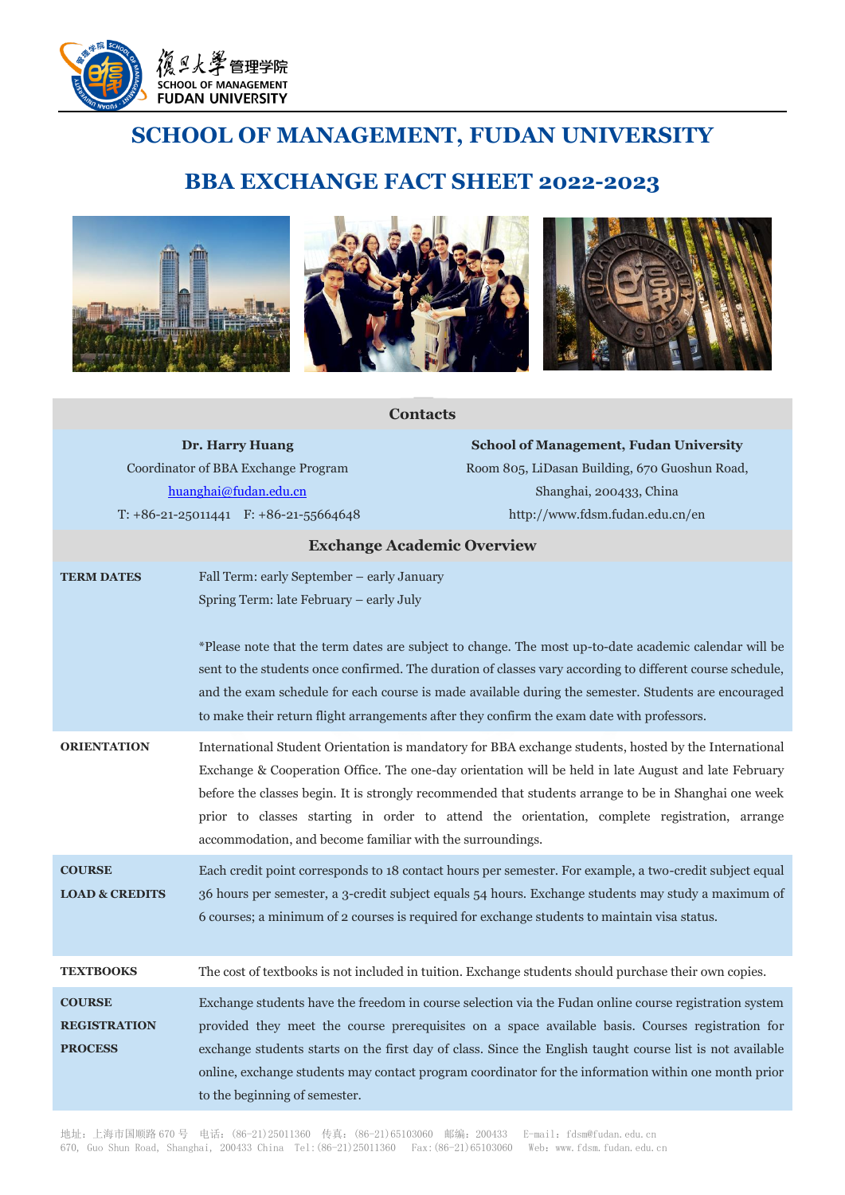# SCHOOL OF MANAGEMENT, FUDAN UNIVERSITY

## BBA EXCHANGE FACT SHEET 2022-2023

| Contacts | |
|---|---|
| **Dr. Harry Huang**<br>Coordinator of BBA Exchange Program<br>huanghai@fudan.edu.cn<br>T: +86-21-25011441 F: +86-21-55664648 | **School of Management, Fudan University**<br>Room 805, LiDasan Building, 670 Guoshun Road,<br>Shanghai, 200433, China<br>http://www.fdsm.fudan.edu.cn/en |

| Exchange Academic Overview | |
|---|---|
| **TERM DATES** | Fall Term: early September – early January<br>Spring Term: late February – early July<br><br>*Please note that the term dates are subject to change. The most up-to-date academic calendar will be sent to the students once confirmed. The duration of classes vary according to different course schedule, and the exam schedule for each course is made available during the semester. Students are encouraged to make their return flight arrangements after they confirm the exam date with professors. |
| **ORIENTATION** | International Student Orientation is mandatory for BBA exchange students, hosted by the International Exchange & Cooperation Office. The one-day orientation will be held in late August and late February before the classes begin. It is strongly recommended that students arrange to be in Shanghai one week prior to classes starting in order to attend the orientation, complete registration, arrange accommodation, and become familiar with the surroundings. |
| **COURSE LOAD & CREDITS** | Each credit point corresponds to 18 contact hours per semester. For example, a two-credit subject equal 36 hours per semester, a 3-credit subject equals 54 hours. Exchange students may study a maximum of 6 courses; a minimum of 2 courses is required for exchange students to maintain visa status. |
| **TEXTBOOKS** | The cost of textbooks is not included in tuition. Exchange students should purchase their own copies. |
| **COURSE REGISTRATION PROCESS** | Exchange students have the freedom in course selection via the Fudan online course registration system provided they meet the course prerequisites on a space available basis. Courses registration for exchange students starts on the first day of class. Since the English taught course list is not available online, exchange students may contact program coordinator for the information within one month prior to the beginning of semester. |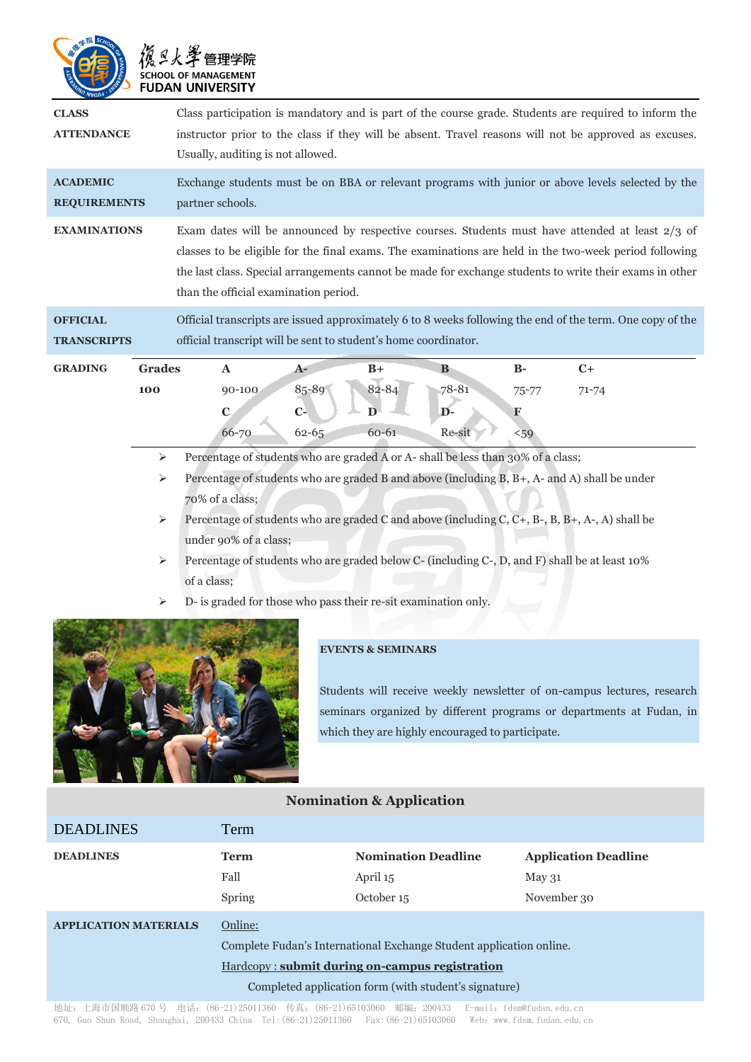| | |
|---|---|
| **CLASS ATTENDANCE** | Class participation is mandatory and is part of the course grade. Students are required to inform the instructor prior to the class if they will be absent. Travel reasons will not be approved as excuses. Usually, auditing is not allowed. |
| **ACADEMIC REQUIREMENTS** | Exchange students must be on BBA or relevant programs with junior or above levels selected by the partner schools. |
| **EXAMINATIONS** | Exam dates will be announced by respective courses. Students must have attended at least 2/3 of classes to be eligible for the final exams. The examinations are held in the two-week period following the last class. Special arrangements cannot be made for exchange students to write their exams in other than the official examination period. |
| **OFFICIAL TRANSCRIPTS** | Official transcripts are issued approximately 6 to 8 weeks following the end of the term. One copy of the official transcript will be sent to student's home coordinator. |

**GRADING**

| Grades | A | A- | B+ | B | B- | C+ |
|---|---|---|---|---|---|---|
| 100 | 90-100 | 85-89 | 82-84 | 78-81 | 75-77 | 71-74 |
| | C | C- | D | D- | F | |
| | 66-70 | 62-65 | 60-61 | Re-sit | <59 | |

- Percentage of students who are graded A or A- shall be less than 30% of a class;
- Percentage of students who are graded B and above (including B, B+, A- and A) shall be under 70% of a class;
- Percentage of students who are graded C and above (including C, C+, B-, B, B+, A-, A) shall be under 90% of a class;
- Percentage of students who are graded below C- (including C-, D, and F) shall be at least 10% of a class;
- D- is graded for those who pass their re-sit examination only.

**EVENTS & SEMINARS**

Students will receive weekly newsletter of on-campus lectures, research seminars organized by different programs or departments at Fudan, in which they are highly encouraged to participate.

## Nomination & Application

**DEADLINES**

| Term | Nomination Deadline | Application Deadline |
|---|---|---|
| Fall | April 15 | May 31 |
| Spring | October 15 | November 30 |

**APPLICATION MATERIALS**

Online:

Complete Fudan's International Exchange Student application online.

Hardcopy : **submit during on-campus registration**

Completed application form (with student's signature)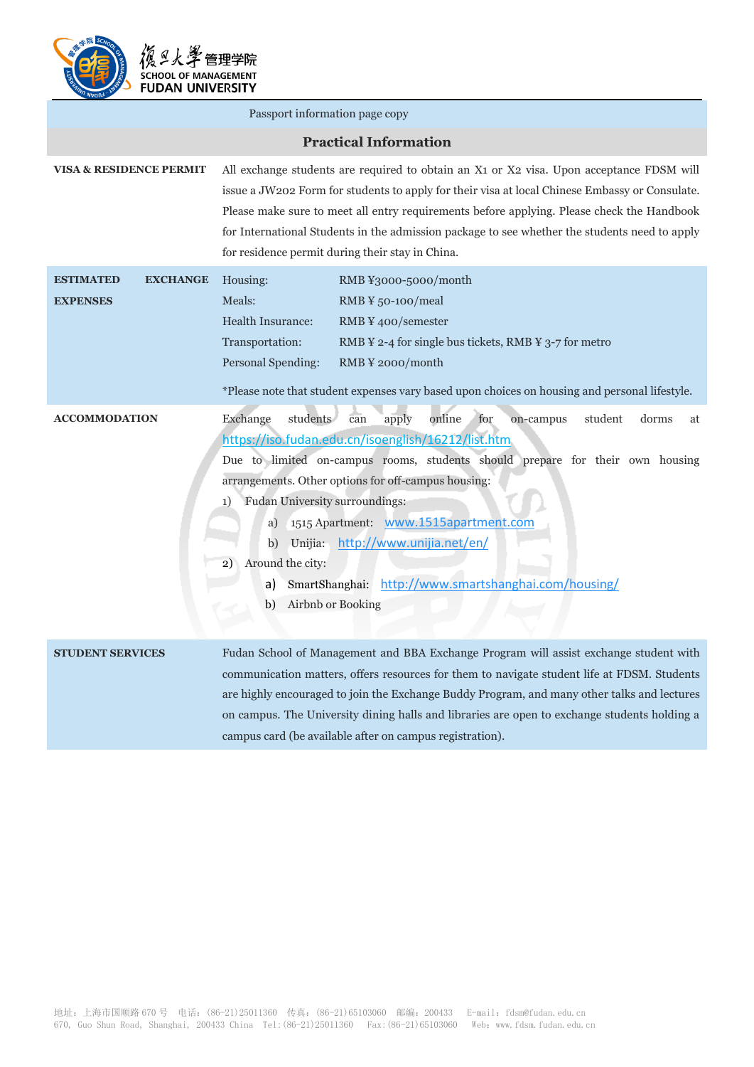Passport information page copy

## Practical Information

| | |
|---|---|
| **VISA & RESIDENCE PERMIT** | All exchange students are required to obtain an X1 or X2 visa. Upon acceptance FDSM will issue a JW202 Form for students to apply for their visa at local Chinese Embassy or Consulate. Please make sure to meet all entry requirements before applying. Please check the Handbook for International Students in the admission package to see whether the students need to apply for residence permit during their stay in China. |
| **ESTIMATED EXCHANGE EXPENSES** | Housing: RMB ¥3000-5000/month<br>Meals: RMB ¥ 50-100/meal<br>Health Insurance: RMB ¥ 400/semester<br>Transportation: RMB ¥ 2-4 for single bus tickets, RMB ¥ 3-7 for metro<br>Personal Spending: RMB ¥ 2000/month<br><br>*Please note that student expenses vary based upon choices on housing and personal lifestyle. |
| **ACCOMMODATION** | Exchange students can apply online for on-campus student dorms at https://iso.fudan.edu.cn/isoenglish/16212/list.htm<br>Due to limited on-campus rooms, students should prepare for their own housing arrangements. Other options for off-campus housing:<br>1) Fudan University surroundings:<br>a) 1515 Apartment: www.1515apartment.com<br>b) Unijia: http://www.unijia.net/en/<br>2) Around the city:<br>a) SmartShanghai: http://www.smartshanghai.com/housing/<br>b) Airbnb or Booking |
| **STUDENT SERVICES** | Fudan School of Management and BBA Exchange Program will assist exchange student with communication matters, offers resources for them to navigate student life at FDSM. Students are highly encouraged to join the Exchange Buddy Program, and many other talks and lectures on campus. The University dining halls and libraries are open to exchange students holding a campus card (be available after on campus registration). |